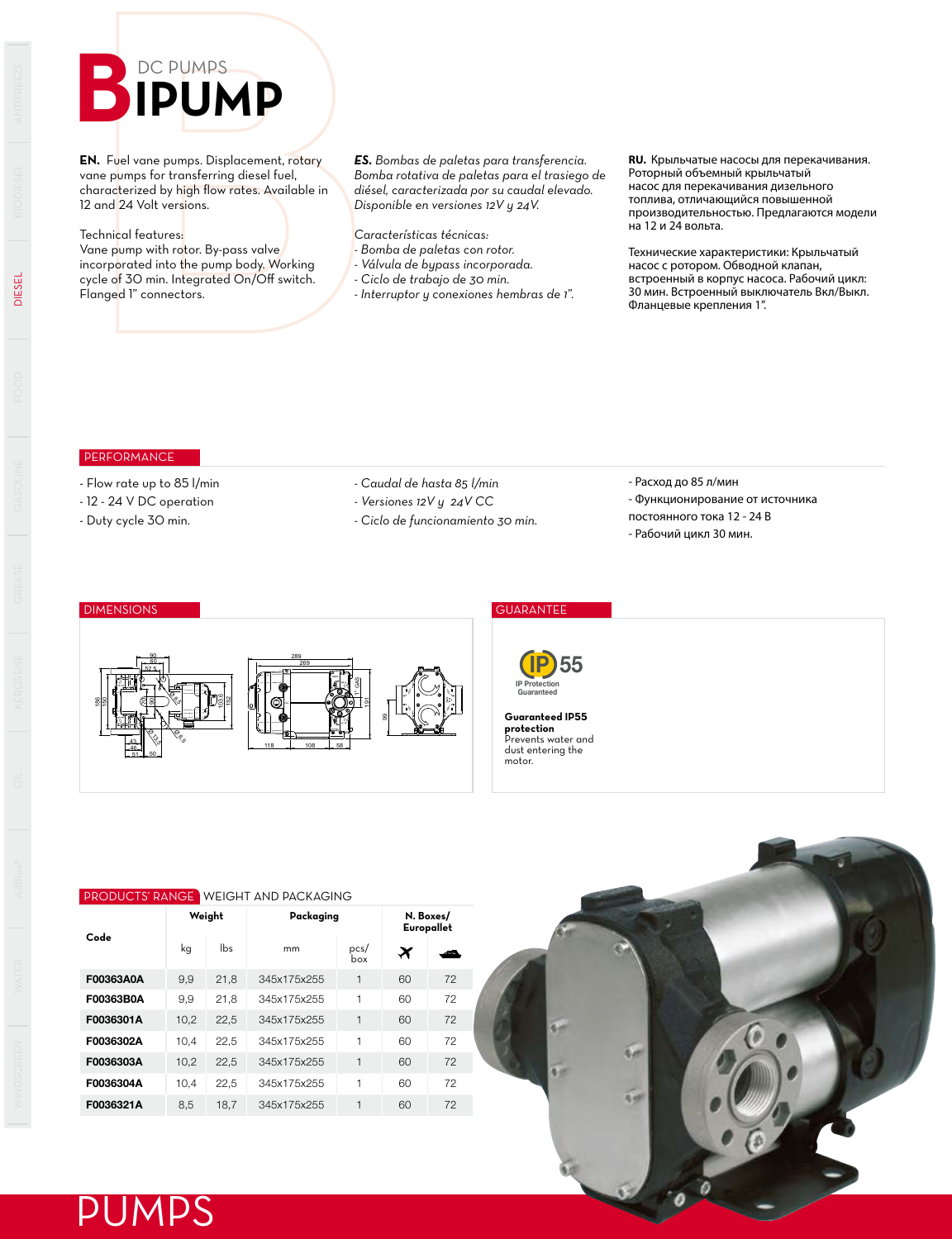# BIPUMP

DC PUMPS

**EN.** Fuel vane pumps. Displacement, rotary vane pumps for transferring diesel fuel, characterized by high flow rates. Available in 12 and 24 Volt versions.

Technical features:
Vane pump with rotor. By-pass valve incorporated into the pump body. Working cycle of 30 min. Integrated On/Off switch. Flanged 1" connectors.

***ES.*** *Bombas de paletas para transferencia. Bomba rotativa de paletas para el trasiego de diésel, caracterizada por su caudal elevado. Disponible en versiones 12V y 24V.*

*Características técnicas:*
*- Bomba de paletas con rotor.*
*- Válvula de bypass incorporada.*
*- Ciclo de trabajo de 30 min.*
*- Interruptor y conexiones hembras de 1".*

**RU.** Крыльчатые насосы для перекачивания. Роторный объемный крыльчатый насос для перекачивания дизельного топлива, отличающийся повышенной производительностью. Предлагаются модели на 12 и 24 вольта.

Технические характеристики: Крыльчатый насос с ротором. Обводной клапан, встроенный в корпус насоса. Рабочий цикл: 30 мин. Встроенный выключатель Вкл/Выкл. Фланцевые крепления 1".

## PERFORMANCE

- Flow rate up to 85 l/min
- 12 - 24 V DC operation
- Duty cycle 30 min.

*- Caudal de hasta 85 l/min*
*- Versiones 12V y 24V CC*
*- Ciclo de funcionamiento 30 min.*

- Расход до 85 л/мин
- Функционирование от источника постоянного тока 12 - 24 В
- Рабочий цикл 30 мин.

## DIMENSIONS

## GUARANTEE

IP 55
IP Protection Guaranteed

**Guaranteed IP55 protection**
Prevents water and dust entering the motor.

## PRODUCTS' RANGE WEIGHT AND PACKAGING

| Code | Weight | | Packaging | | N. Boxes/ Europallet | |
|---|---|---|---|---|---|---|
| | kg | lbs | mm | pcs/ box | ✈ | 🚢 |
| **F00363A0A** | 9,9 | 21,8 | 345x175x255 | 1 | 60 | 72 |
| **F00363B0A** | 9,9 | 21,8 | 345x175x255 | 1 | 60 | 72 |
| **F0036301A** | 10,2 | 22,5 | 345x175x255 | 1 | 60 | 72 |
| **F0036302A** | 10,4 | 22,5 | 345x175x255 | 1 | 60 | 72 |
| **F0036303A** | 10,2 | 22,5 | 345x175x255 | 1 | 60 | 72 |
| **F0036304A** | 10,4 | 22,5 | 345x175x255 | 1 | 60 | 72 |
| **F0036321A** | 8,5 | 18,7 | 345x175x255 | 1 | 60 | 72 |

PUMPS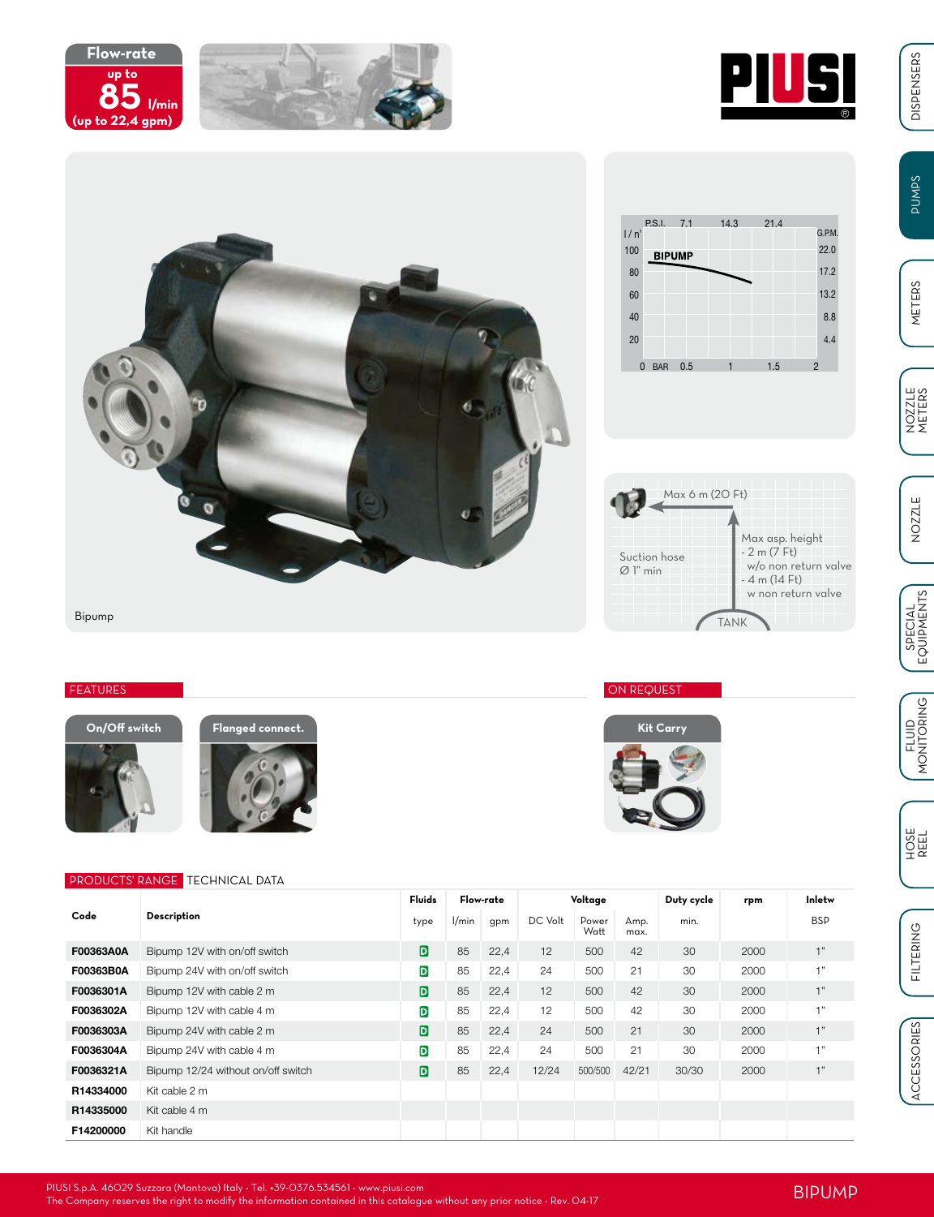**Flow-rate**
up to
**85** l/min
(up to 22,4 gpm)

PIUSI

Bipump

P.S.I. 7.1 14.3 21.4
l / n' G.P.M.
100 22.0
80 17.2
60 13.2
40 8.8
20 4.4
0 BAR 0.5 1 1.5 2
BIPUMP

Max 6 m (20 Ft)
Suction hose
Ø 1" min
Max asp. height
- 2 m (7 Ft)
w/o non return valve
- 4 m (14 Ft)
w non return valve
TANK

## FEATURES

- On/Off switch
- Flanged connect.

## ON REQUEST

- Kit Carry

## PRODUCTS' RANGE TECHNICAL DATA

| Code | Description | Fluids | Flow-rate | | Voltage | | | Duty cycle | rpm | Inletw |
|---|---|---|---|---|---|---|---|---|---|---|
| | | type | l/min | gpm | DC Volt | Power Watt | Amp. max. | min. | | BSP |
| **F00363A0A** | Bipump 12V with on/off switch | D | 85 | 22,4 | 12 | 500 | 42 | 30 | 2000 | 1" |
| **F00363B0A** | Bipump 24V with on/off switch | D | 85 | 22,4 | 24 | 500 | 21 | 30 | 2000 | 1" |
| **F0036301A** | Bipump 12V with cable 2 m | D | 85 | 22,4 | 12 | 500 | 42 | 30 | 2000 | 1" |
| **F0036302A** | Bipump 12V with cable 4 m | D | 85 | 22,4 | 12 | 500 | 42 | 30 | 2000 | 1" |
| **F0036303A** | Bipump 24V with cable 2 m | D | 85 | 22,4 | 24 | 500 | 21 | 30 | 2000 | 1" |
| **F0036304A** | Bipump 24V with cable 4 m | D | 85 | 22,4 | 24 | 500 | 21 | 30 | 2000 | 1" |
| **F0036321A** | Bipump 12/24 without on/off switch | D | 85 | 22,4 | 12/24 | 500/500 | 42/21 | 30/30 | 2000 | 1" |
| **R14334000** | Kit cable 2 m | | | | | | | | | |
| **R14335000** | Kit cable 4 m | | | | | | | | | |
| **F14200000** | Kit handle | | | | | | | | | |

PIUSI S.p.A. 46029 Suzzara (Mantova) Italy - Tel. +39-0376.534561 - www.piusi.com
The Company reserves the right to modify the information contained in this catalogue without any prior notice - Rev. 04-17

BIPUMP